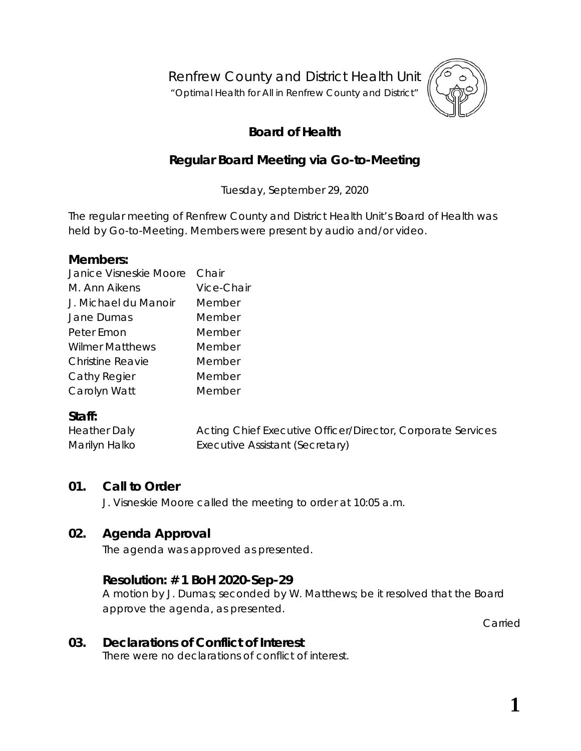Renfrew County and District Health Unit

*"Optimal Health for All in Renfrew County and District"*

# Board of Health

## Regular Board Meeting via Go-to-Meeting

Tuesday, September 29, 2020

The regular meeting of Renfrew County and District Health Unit's Board of Health was held by Go-to-Meeting. Members were present by audio and/or video.

### Members:

| | |
|---|---|
| Janice Visneskie Moore | Chair |
| M. Ann Aikens | Vice-Chair |
| J. Michael du Manoir | Member |
| Jane Dumas | Member |
| Peter Emon | Member |
| Wilmer Matthews | Member |
| Christine Reavie | Member |
| Cathy Regier | Member |
| Carolyn Watt | Member |

### Staff:

| | |
|---|---|
| Heather Daly | Acting Chief Executive Officer/Director, Corporate Services |
| Marilyn Halko | Executive Assistant (Secretary) |

### 01. Call to Order

J. Visneskie Moore called the meeting to order at 10:05 a.m.

### 02. Agenda Approval

The agenda was approved as presented.

**Resolution: # 1 BoH 2020-Sep-29**

A motion by J. Dumas; seconded by W. Matthews; be it resolved that the Board approve the agenda, as presented.

Carried

### 03. Declarations of Conflict of Interest

There were no declarations of conflict of interest.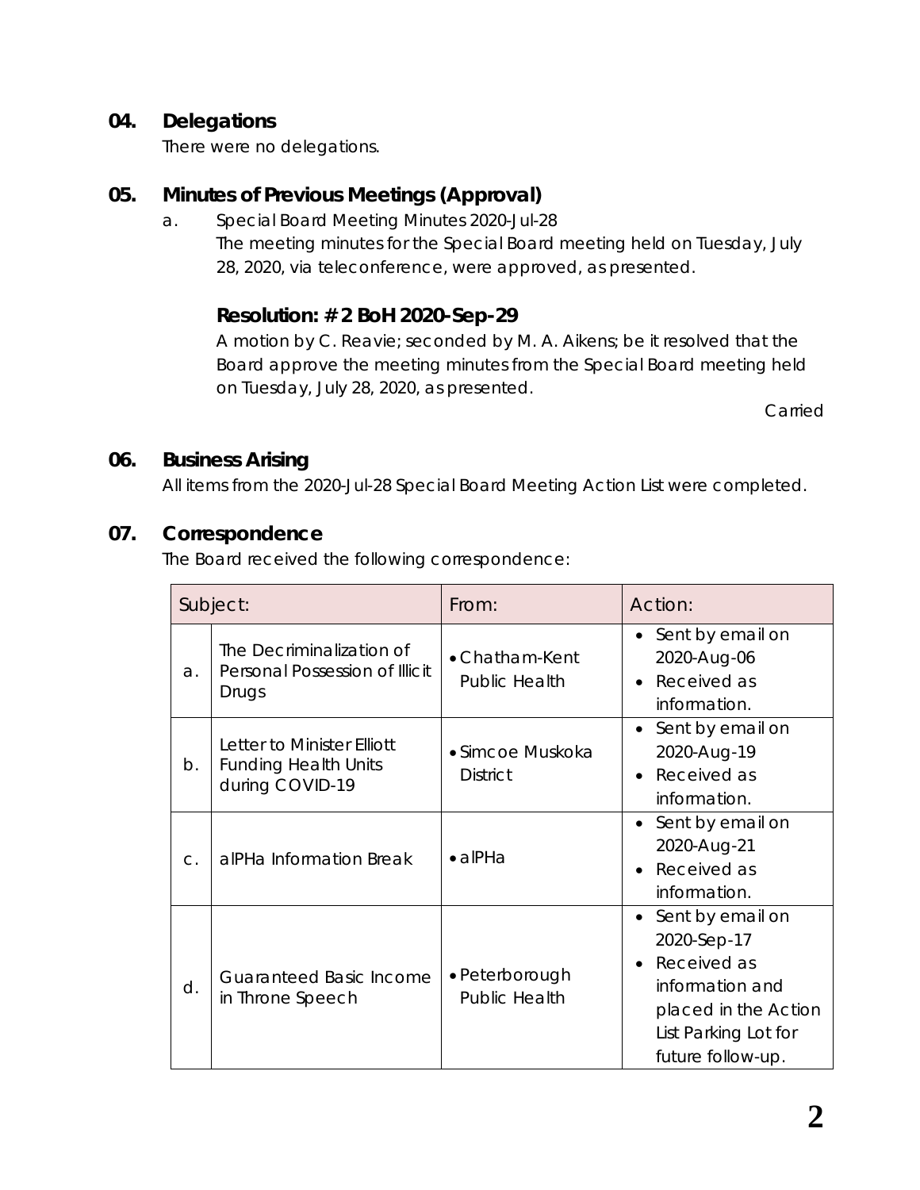## 04. Delegations

There were no delegations.

## 05. Minutes of Previous Meetings (Approval)

a. Special Board Meeting Minutes 2020-Jul-28

The meeting minutes for the Special Board meeting held on Tuesday, July 28, 2020, via teleconference, were approved, as presented.

### Resolution: # 2 BoH 2020-Sep-29

A motion by C. Reavie; seconded by M. A. Aikens; be it resolved that the Board approve the meeting minutes from the Special Board meeting held on Tuesday, July 28, 2020, as presented.

Carried

## 06. Business Arising

All items from the 2020-Jul-28 Special Board Meeting Action List were completed.

## 07. Correspondence

The Board received the following correspondence:

| Subject: | | From: | Action: |
|---|---|---|---|
| a. | The Decriminalization of Personal Possession of Illicit Drugs | • Chatham-Kent Public Health | • Sent by email on 2020-Aug-06<br>• Received as information. |
| b. | Letter to Minister Elliott Funding Health Units during COVID-19 | • Simcoe Muskoka District | • Sent by email on 2020-Aug-19<br>• Received as information. |
| c. | alPHa Information Break | • alPHa | • Sent by email on 2020-Aug-21<br>• Received as information. |
| d. | Guaranteed Basic Income in Throne Speech | • Peterborough Public Health | • Sent by email on 2020-Sep-17<br>• Received as information and placed in the Action List Parking Lot for future follow-up. |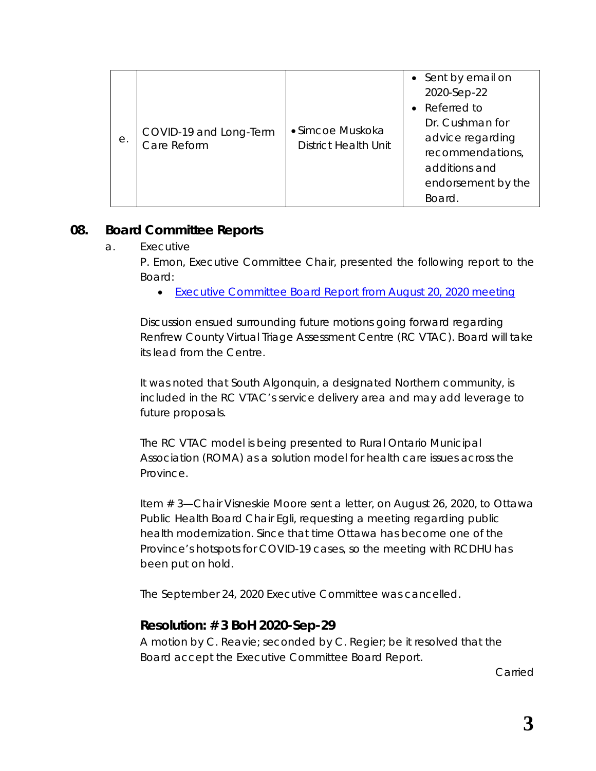| | | | |
|---|---|---|---|
| e. | COVID-19 and Long-Term Care Reform | • Simcoe Muskoka District Health Unit | • Sent by email on 2020-Sep-22<br>• Referred to Dr. Cushman for advice regarding recommendations, additions and endorsement by the Board. |

## 08. Board Committee Reports

a. Executive

P. Emon, Executive Committee Chair, presented the following report to the Board:

- [Executive Committee Board Report from August 20, 2020 meeting]()

Discussion ensued surrounding future motions going forward regarding Renfrew County Virtual Triage Assessment Centre (RC VTAC). Board will take its lead from the Centre.

It was noted that South Algonquin, a designated Northern community, is included in the RC VTAC's service delivery area and may add leverage to future proposals.

The RC VTAC model is being presented to Rural Ontario Municipal Association (ROMA) as a solution model for health care issues across the Province.

Item # 3—Chair Visneskie Moore sent a letter, on August 26, 2020, to Ottawa Public Health Board Chair Egli, requesting a meeting regarding public health modernization. Since that time Ottawa has become one of the Province's hotspots for COVID-19 cases, so the meeting with RCDHU has been put on hold.

The September 24, 2020 Executive Committee was cancelled.

### Resolution: # 3 BoH 2020-Sep-29

A motion by C. Reavie; seconded by C. Regier; be it resolved that the Board accept the Executive Committee Board Report.

Carried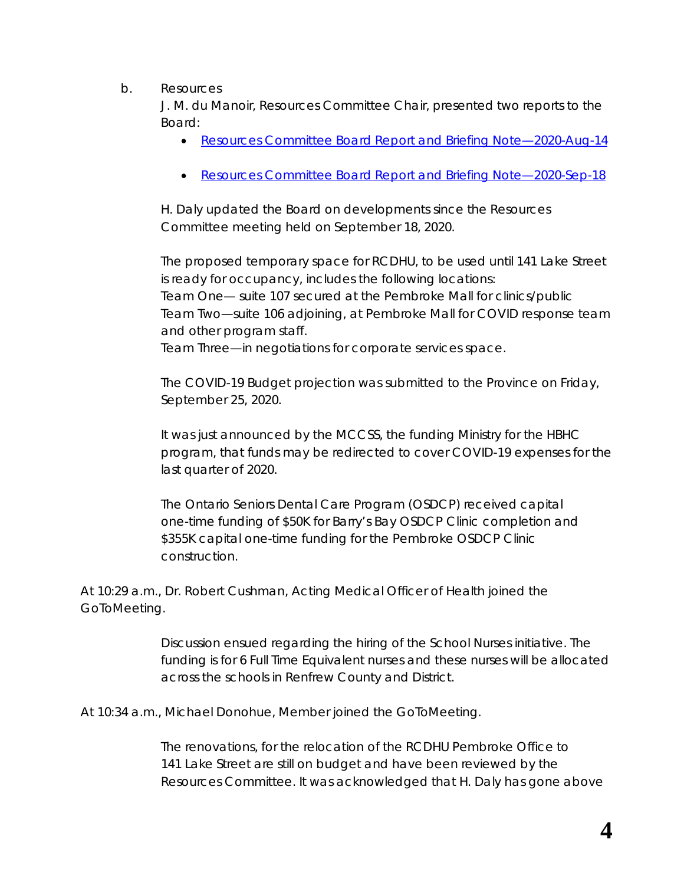b. Resources

J. M. du Manoir, Resources Committee Chair, presented two reports to the Board:

- Resources Committee Board Report and Briefing Note—2020-Aug-14
- Resources Committee Board Report and Briefing Note—2020-Sep-18

H. Daly updated the Board on developments since the Resources Committee meeting held on September 18, 2020.

The proposed temporary space for RCDHU, to be used until 141 Lake Street is ready for occupancy, includes the following locations:
Team One— suite 107 secured at the Pembroke Mall for clinics/public
Team Two—suite 106 adjoining, at Pembroke Mall for COVID response team and other program staff.
Team Three—in negotiations for corporate services space.

The COVID-19 Budget projection was submitted to the Province on Friday, September 25, 2020.

It was just announced by the MCCSS, the funding Ministry for the HBHC program, that funds may be redirected to cover COVID-19 expenses for the last quarter of 2020.

The Ontario Seniors Dental Care Program (OSDCP) received capital one-time funding of $50K for Barry's Bay OSDCP Clinic completion and $355K capital one-time funding for the Pembroke OSDCP Clinic construction.

At 10:29 a.m., Dr. Robert Cushman, Acting Medical Officer of Health joined the GoToMeeting.

Discussion ensued regarding the hiring of the School Nurses initiative. The funding is for 6 Full Time Equivalent nurses and these nurses will be allocated across the schools in Renfrew County and District.

At 10:34 a.m., Michael Donohue, Member joined the GoToMeeting.

The renovations, for the relocation of the RCDHU Pembroke Office to 141 Lake Street are still on budget and have been reviewed by the Resources Committee. It was acknowledged that H. Daly has gone above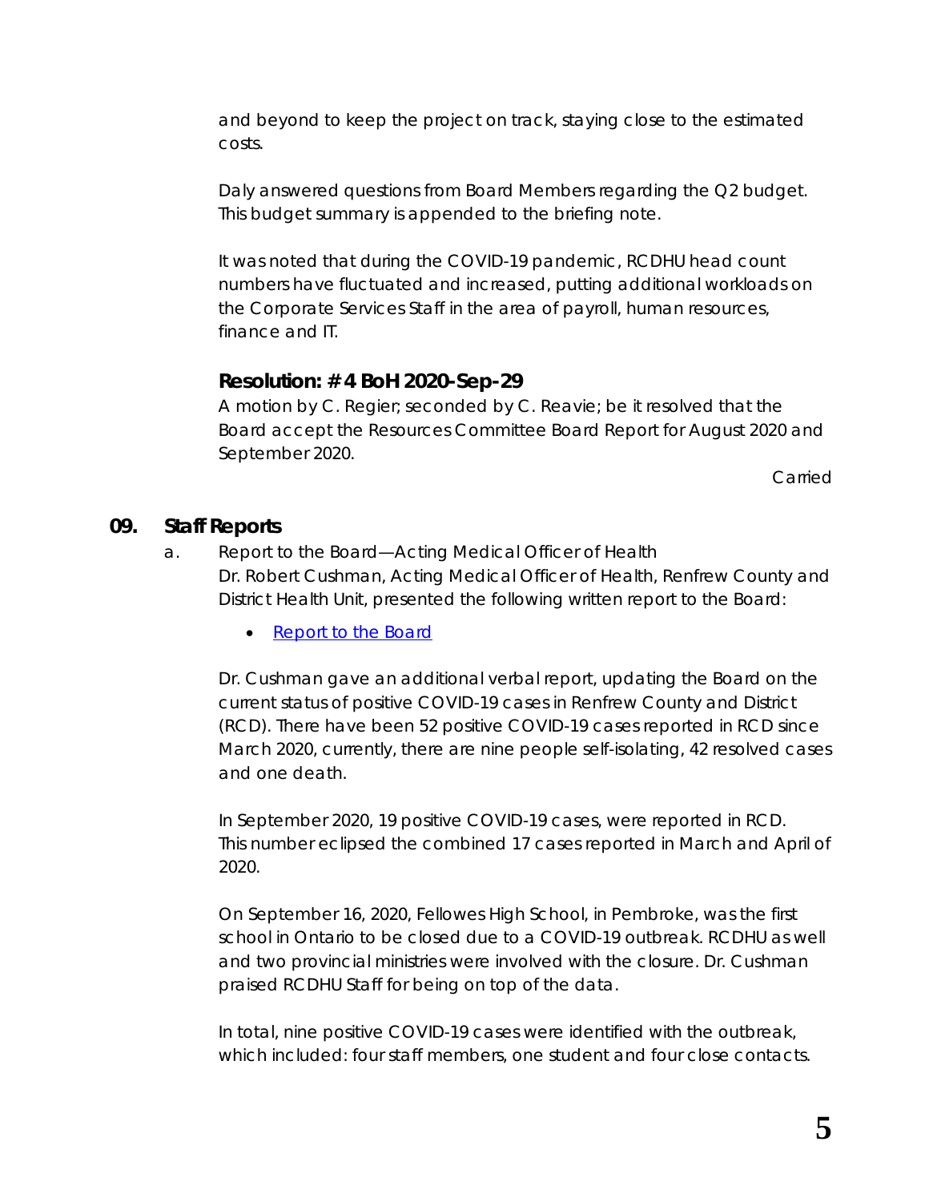and beyond to keep the project on track, staying close to the estimated costs.

Daly answered questions from Board Members regarding the Q2 budget. This budget summary is appended to the briefing note.

It was noted that during the COVID-19 pandemic, RCDHU head count numbers have fluctuated and increased, putting additional workloads on the Corporate Services Staff in the area of payroll, human resources, finance and IT.

### Resolution: # 4 BoH 2020-Sep-29

A motion by C. Regier; seconded by C. Reavie; be it resolved that the Board accept the Resources Committee Board Report for August 2020 and September 2020.

Carried

## 09. Staff Reports

a. Report to the Board—Acting Medical Officer of Health
Dr. Robert Cushman, Acting Medical Officer of Health, Renfrew County and District Health Unit, presented the following written report to the Board:

- Report to the Board

Dr. Cushman gave an additional verbal report, updating the Board on the current status of positive COVID-19 cases in Renfrew County and District (RCD). There have been 52 positive COVID-19 cases reported in RCD since March 2020, currently, there are nine people self-isolating, 42 resolved cases and one death.

In September 2020, 19 positive COVID-19 cases, were reported in RCD. This number eclipsed the combined 17 cases reported in March and April of 2020.

On September 16, 2020, Fellowes High School, in Pembroke, was the first school in Ontario to be closed due to a COVID-19 outbreak. RCDHU as well and two provincial ministries were involved with the closure. Dr. Cushman praised RCDHU Staff for being on top of the data.

In total, nine positive COVID-19 cases were identified with the outbreak, which included: four staff members, one student and four close contacts.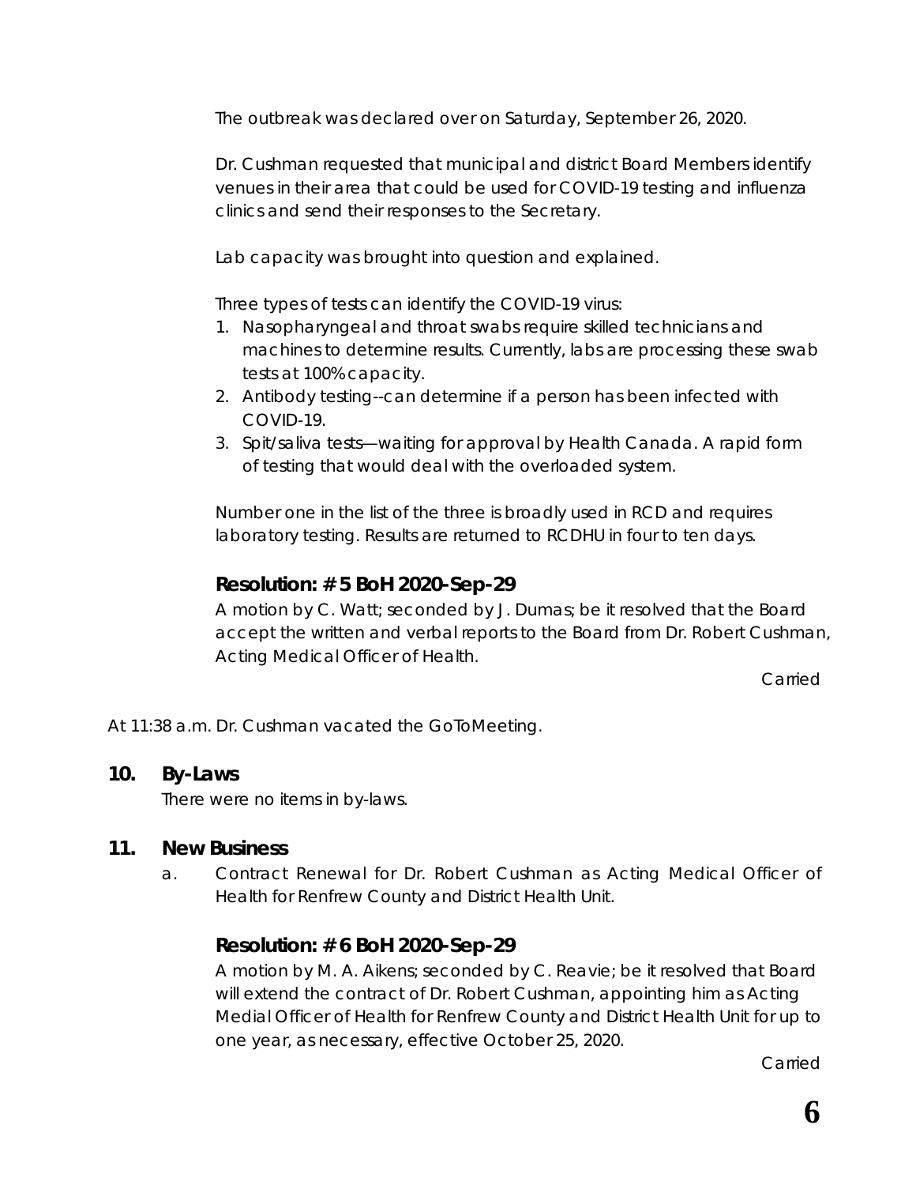The outbreak was declared over on Saturday, September 26, 2020.

Dr. Cushman requested that municipal and district Board Members identify venues in their area that could be used for COVID-19 testing and influenza clinics and send their responses to the Secretary.

Lab capacity was brought into question and explained.

Three types of tests can identify the COVID-19 virus:

1. Nasopharyngeal and throat swabs require skilled technicians and machines to determine results. Currently, labs are processing these swab tests at 100% capacity.
2. Antibody testing--can determine if a person has been infected with COVID-19.
3. Spit/saliva tests—waiting for approval by Health Canada. A rapid form of testing that would deal with the overloaded system.

Number one in the list of the three is broadly used in RCD and requires laboratory testing. Results are returned to RCDHU in four to ten days.

### Resolution: # 5 BoH 2020-Sep-29

A motion by C. Watt; seconded by J. Dumas; be it resolved that the Board accept the written and verbal reports to the Board from Dr. Robert Cushman, Acting Medical Officer of Health.

Carried

At 11:38 a.m. Dr. Cushman vacated the GoToMeeting.

## 10. By-Laws

There were no items in by-laws.

## 11. New Business

a. Contract Renewal for Dr. Robert Cushman as Acting Medical Officer of Health for Renfrew County and District Health Unit.

### Resolution: # 6 BoH 2020-Sep-29

A motion by M. A. Aikens; seconded by C. Reavie; be it resolved that Board will extend the contract of Dr. Robert Cushman, appointing him as Acting Medial Officer of Health for Renfrew County and District Health Unit for up to one year, as necessary, effective October 25, 2020.

Carried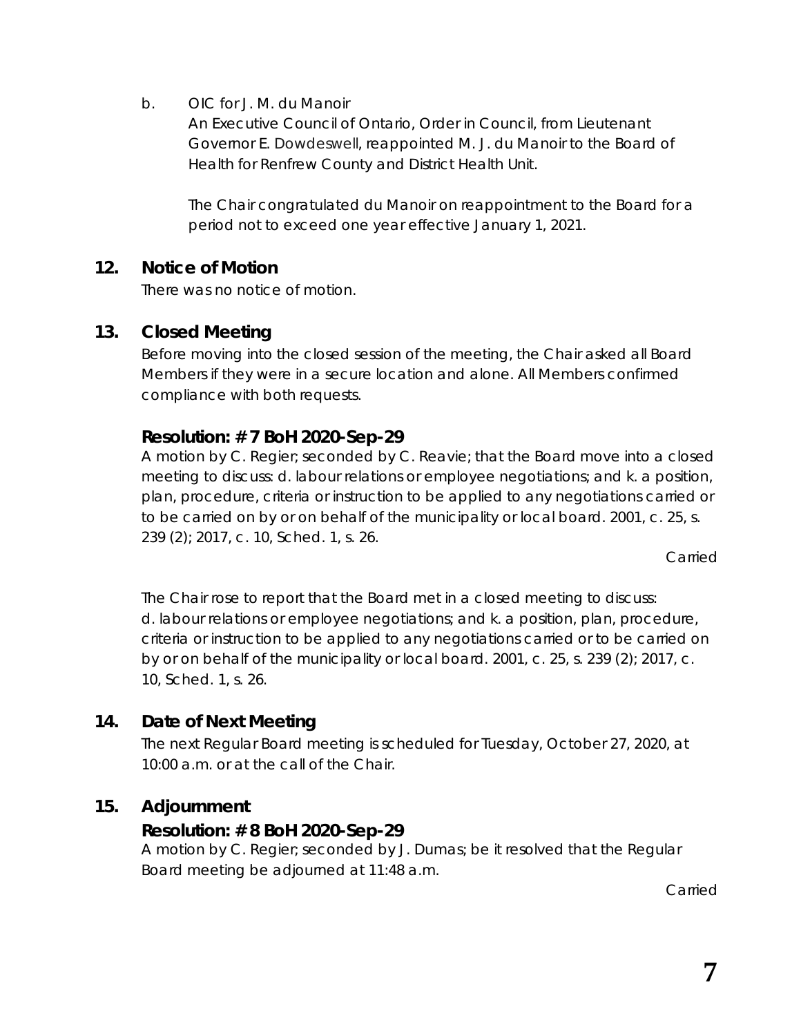b. OIC for J. M. du Manoir

An Executive Council of Ontario, Order in Council, from Lieutenant Governor E. Dowdeswell, reappointed M. J. du Manoir to the Board of Health for Renfrew County and District Health Unit.

The Chair congratulated du Manoir on reappointment to the Board for a period not to exceed one year effective January 1, 2021.

## 12. Notice of Motion

There was no notice of motion.

## 13. Closed Meeting

Before moving into the closed session of the meeting, the Chair asked all Board Members if they were in a secure location and alone. All Members confirmed compliance with both requests.

### Resolution: # 7 BoH 2020-Sep-29

A motion by C. Regier; seconded by C. Reavie; that the Board move into a closed meeting to discuss: d. labour relations or employee negotiations; and k. a position, plan, procedure, criteria or instruction to be applied to any negotiations carried or to be carried on by or on behalf of the municipality or local board. 2001, c. 25, s. 239 (2); 2017, c. 10, Sched. 1, s. 26.

Carried

The Chair rose to report that the Board met in a closed meeting to discuss: d. labour relations or employee negotiations; and k. a position, plan, procedure, criteria or instruction to be applied to any negotiations carried or to be carried on by or on behalf of the municipality or local board. 2001, c. 25, s. 239 (2); 2017, c. 10, Sched. 1, s. 26.

## 14. Date of Next Meeting

The next Regular Board meeting is scheduled for Tuesday, October 27, 2020, at 10:00 a.m. or at the call of the Chair.

## 15. Adjournment

### Resolution: # 8 BoH 2020-Sep-29

A motion by C. Regier; seconded by J. Dumas; be it resolved that the Regular Board meeting be adjourned at 11:48 a.m.

Carried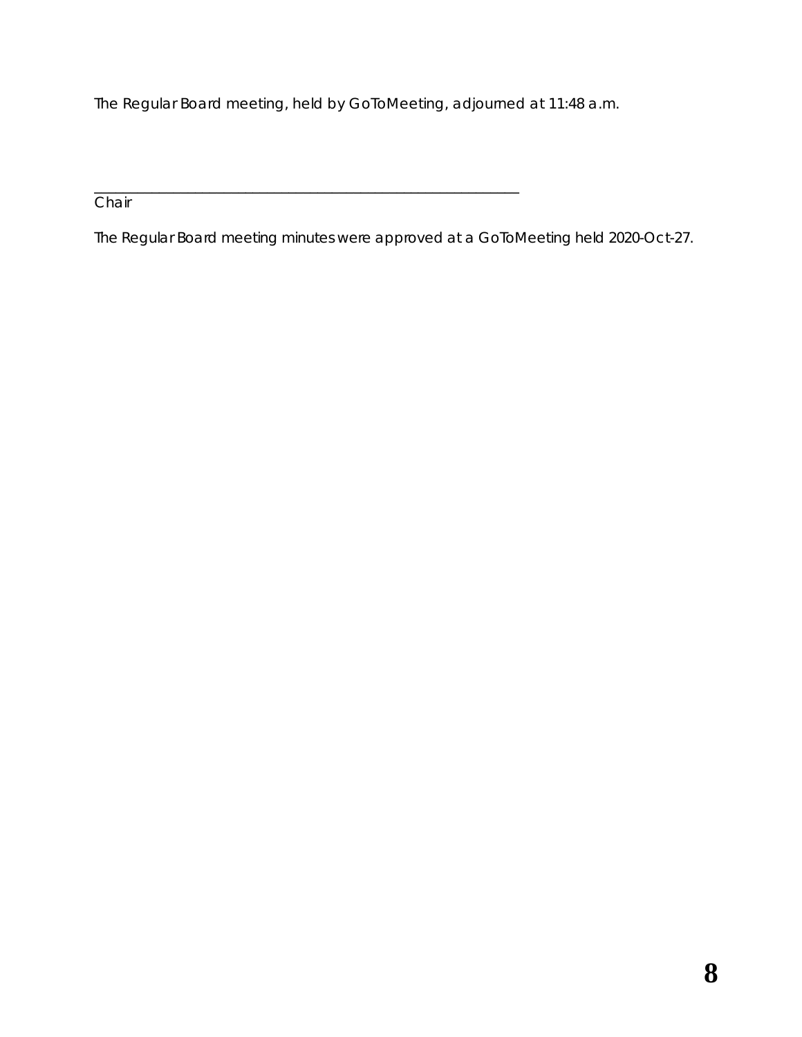The Regular Board meeting, held by GoToMeeting, adjourned at 11:48 a.m.

\_\_\_\_\_\_\_\_\_\_\_\_\_\_\_\_\_\_\_\_\_\_\_\_\_\_\_\_\_\_\_\_\_\_\_\_\_\_\_\_\_\_\_\_\_\_\_\_\_\_\_\_\_\_\_\_

Chair

The Regular Board meeting minutes were approved at a GoToMeeting held 2020-Oct-27.